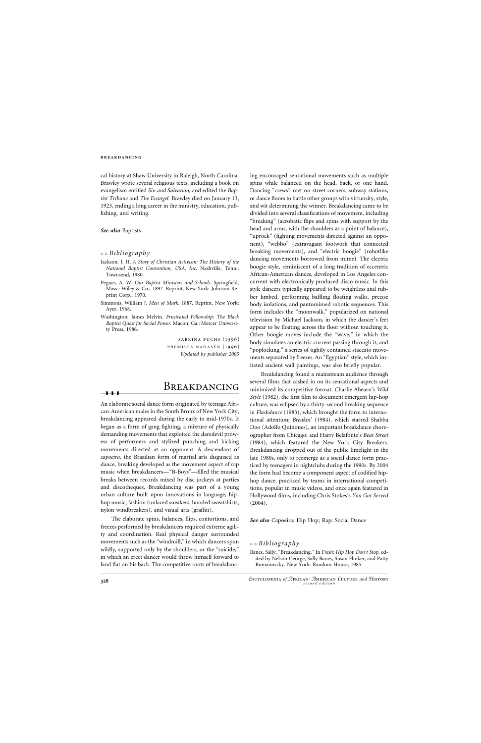cal history at Shaw University in Raleigh, North Carolina. Brawley wrote several religious texts, including a book on evangelism entitled *Sin and Salvation,* and edited the *Baptist Tribune* and *The Evangel.* Brawley died on January 13, 1923, ending a long career in the ministry, education, publishing, and writing.

***See also*** Baptists

### *Bibliography*

Jackson, J. H. *A Story of Christian Activism: The History of the National Baptist Convention, USA, Inc.* Nashville, Tenn.: Townsend, 1980.

Pegues, A. W. *Our Baptist Ministers and Schools.* Springfield, Mass.: Wiley & Co., 1892. Reprint, New York: Johnson Reprint Corp., 1970.

Simmons, William J. *Men of Mark.* 1887. Reprint. New York: Ayer, 1968.

Washington, James Melvin. *Frustrated Fellowship: The Black Baptist Quest for Social Power.* Macon, Ga.: Mercer University Press, 1986.

SABRINA FUCHS (1996)
PREMILLA NADASEN (1996)
*Updated by publisher 2005*

## Breakdancing

An elaborate social dance form originated by teenage African-American males in the South Bronx of New York City, breakdancing appeared during the early to mid-1970s. It began as a form of gang fighting, a mixture of physically demanding movements that exploited the daredevil prowess of performers and stylized punching and kicking movements directed at an opponent. A descendant of *capoeira,* the Brazilian form of martial arts disguised as dance, breaking developed as the movement aspect of rap music when breakdancers—"B-Boys"—filled the musical breaks between records mixed by disc jockeys at parties and discotheques. Breakdancing was part of a young urban culture built upon innovations in language, hip-hop music, fashion (unlaced sneakers, hooded sweatshirts, nylon windbreakers), and visual arts (graffiti).

The elaborate spins, balances, flips, contortions, and freezes performed by breakdancers required extreme agility and coordination. Real physical danger surrounded movements such as the "windmill," in which dancers spun wildly, supported only by the shoulders, or the "suicide," in which an erect dancer would throw himself forward to land flat on his back. The competitive roots of breakdancing encouraged sensational movements such as multiple spins while balanced on the head, back, or one hand. Dancing "crews" met on street corners, subway stations, or dance floors to battle other groups with virtuosity, style, and wit determining the winner. Breakdancing came to be divided into several classifications of movement, including "breaking" (acrobatic flips and spins with support by the head and arms, with the shoulders as a point of balance), "uprock" (fighting movements directed against an opponent), "webbo" (extravagant footwork that connected breaking movements), and "electric boogie" (robotlike dancing movements borrowed from mime). The electric boogie style, reminiscent of a long tradition of eccentric African-American dances, developed in Los Angeles concurrent with electronically produced disco music. In this style dancers typically appeared to be weightless and rubber limbed, performing baffling floating walks, precise body isolations, and pantomimed robotic sequences. This form includes the "moonwalk," popularized on national television by Michael Jackson, in which the dancer's feet appear to be floating across the floor without touching it. Other boogie moves include the "wave," in which the body simulates an electric current passing through it, and "poplocking," a series of tightly contained staccato movements separated by freezes. An "Egyptian" style, which imitated ancient wall paintings, was also briefly popular.

Breakdancing found a mainstream audience through several films that cashed in on its sensational aspects and minimized its competitive format. Charlie Ahearn's *Wild Style* (1982), the first film to document emergent hip-hop culture, was eclipsed by a thirty-second breaking sequence in *Flashdance* (1983), which brought the form to international attention; *Breakin'* (1984), which starred Shabba Doo (Adolfo Quinones), an important breakdance choreographer from Chicago; and Harry Belafonte's *Beat Street* (1984), which featured the New York City Breakers. Breakdancing dropped out of the public limelight in the late 1980s, only to reemerge as a social dance form practiced by teenagers in nightclubs during the 1990s. By 2004 the form had become a component aspect of codified hip-hop dance, practiced by teams in international competitions, popular in music videos, and once again featured in Hollywood films, including Chris Stokes's *You Got Served* (2004).

***See also*** Capoeira; Hip Hop; Rap; Social Dance

### *Bibliography*

Banes, Sally. "Breakdancing." In *Fresh: Hip Hop Don't Stop,* edited by Nelson George, Sally Banes, Susan Flinker, and Patty Romanovsky. New York: Random House, 1985.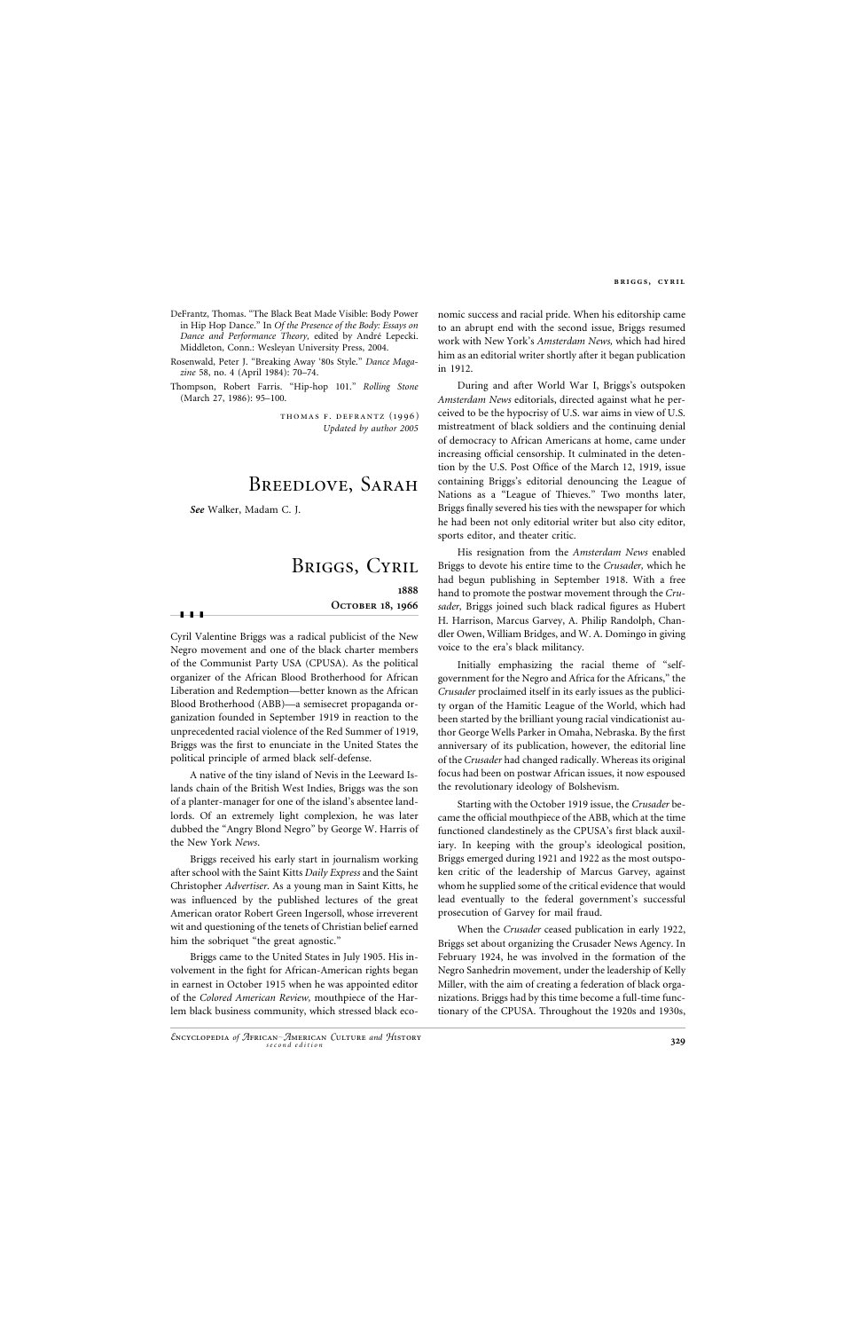DeFrantz, Thomas. "The Black Beat Made Visible: Body Power in Hip Hop Dance." In *Of the Presence of the Body: Essays on Dance and Performance Theory,* edited by André Lepecki. Middleton, Conn.: Wesleyan University Press, 2004.

Rosenwald, Peter J. "Breaking Away '80s Style." *Dance Magazine* 58, no. 4 (April 1984): 70–74.

Thompson, Robert Farris. "Hip-hop 101." *Rolling Stone* (March 27, 1986): 95–100.

THOMAS F. DEFRANTZ (1996)
*Updated by author 2005*

# Breedlove, Sarah

***See*** Walker, Madam C. J.

# Briggs, Cyril

**1888**
**October 18, 1966**

Cyril Valentine Briggs was a radical publicist of the New Negro movement and one of the black charter members of the Communist Party USA (CPUSA). As the political organizer of the African Blood Brotherhood for African Liberation and Redemption—better known as the African Blood Brotherhood (ABB)—a semisecret propaganda organization founded in September 1919 in reaction to the unprecedented racial violence of the Red Summer of 1919, Briggs was the first to enunciate in the United States the political principle of armed black self-defense.

A native of the tiny island of Nevis in the Leeward Islands chain of the British West Indies, Briggs was the son of a planter-manager for one of the island's absentee landlords. Of an extremely light complexion, he was later dubbed the "Angry Blond Negro" by George W. Harris of the New York *News*.

Briggs received his early start in journalism working after school with the Saint Kitts *Daily Express* and the Saint Christopher *Advertiser*. As a young man in Saint Kitts, he was influenced by the published lectures of the great American orator Robert Green Ingersoll, whose irreverent wit and questioning of the tenets of Christian belief earned him the sobriquet "the great agnostic."

Briggs came to the United States in July 1905. His involvement in the fight for African-American rights began in earnest in October 1915 when he was appointed editor of the *Colored American Review,* mouthpiece of the Harlem black business community, which stressed black economic success and racial pride. When his editorship came to an abrupt end with the second issue, Briggs resumed work with New York's *Amsterdam News,* which had hired him as an editorial writer shortly after it began publication in 1912.

During and after World War I, Briggs's outspoken *Amsterdam News* editorials, directed against what he perceived to be the hypocrisy of U.S. war aims in view of U.S. mistreatment of black soldiers and the continuing denial of democracy to African Americans at home, came under increasing official censorship. It culminated in the detention by the U.S. Post Office of the March 12, 1919, issue containing Briggs's editorial denouncing the League of Nations as a "League of Thieves." Two months later, Briggs finally severed his ties with the newspaper for which he had been not only editorial writer but also city editor, sports editor, and theater critic.

His resignation from the *Amsterdam News* enabled Briggs to devote his entire time to the *Crusader,* which he had begun publishing in September 1918. With a free hand to promote the postwar movement through the *Crusader,* Briggs joined such black radical figures as Hubert H. Harrison, Marcus Garvey, A. Philip Randolph, Chandler Owen, William Bridges, and W. A. Domingo in giving voice to the era's black militancy.

Initially emphasizing the racial theme of "self-government for the Negro and Africa for the Africans," the *Crusader* proclaimed itself in its early issues as the publicity organ of the Hamitic League of the World, which had been started by the brilliant young racial vindicationist author George Wells Parker in Omaha, Nebraska. By the first anniversary of its publication, however, the editorial line of the *Crusader* had changed radically. Whereas its original focus had been on postwar African issues, it now espoused the revolutionary ideology of Bolshevism.

Starting with the October 1919 issue, the *Crusader* became the official mouthpiece of the ABB, which at the time functioned clandestinely as the CPUSA's first black auxiliary. In keeping with the group's ideological position, Briggs emerged during 1921 and 1922 as the most outspoken critic of the leadership of Marcus Garvey, against whom he supplied some of the critical evidence that would lead eventually to the federal government's successful prosecution of Garvey for mail fraud.

When the *Crusader* ceased publication in early 1922, Briggs set about organizing the Crusader News Agency. In February 1924, he was involved in the formation of the Negro Sanhedrin movement, under the leadership of Kelly Miller, with the aim of creating a federation of black organizations. Briggs had by this time become a full-time functionary of the CPUSA. Throughout the 1920s and 1930s,